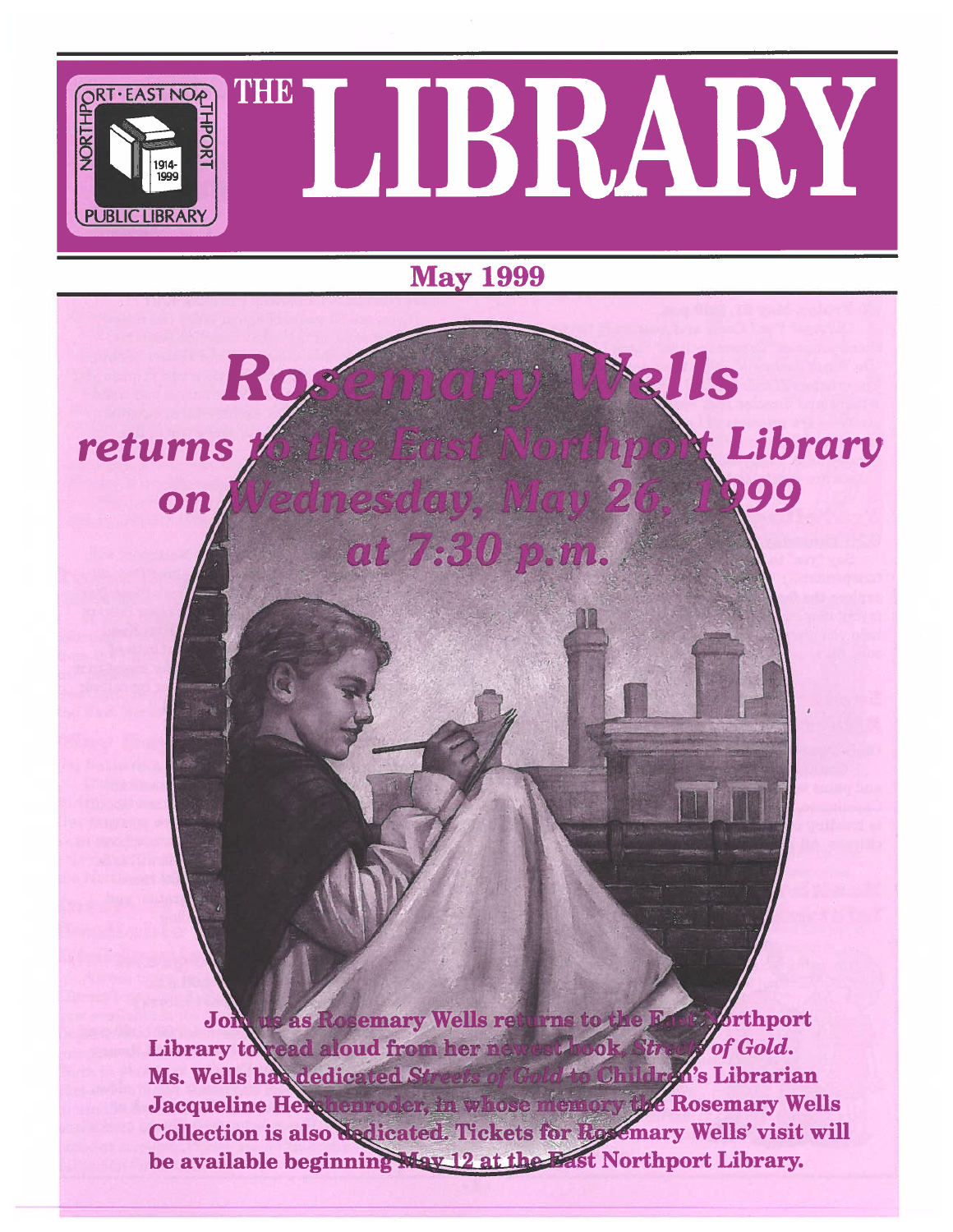# THE LIBRARY

NORTHPORT · EAST NORTHPORT PUBLIC LIBRARY 1914-1999

## May 1999

# Rosemary Wells

## *returns to the East Northport Library on Wednesday, May 26, 1999 at 7:30 p.m.*

**Join us as Rosemary Wells returns to the East Northport Library to read aloud from her newest book, *Streets of Gold*. Ms. Wells has dedicated *Streets of Gold* to Children's Librarian Jacqueline Herchenroder, in whose memory the Rosemary Wells Collection is also dedicated. Tickets for Rosemary Wells' visit will be available beginning May 12 at the East Northport Library.**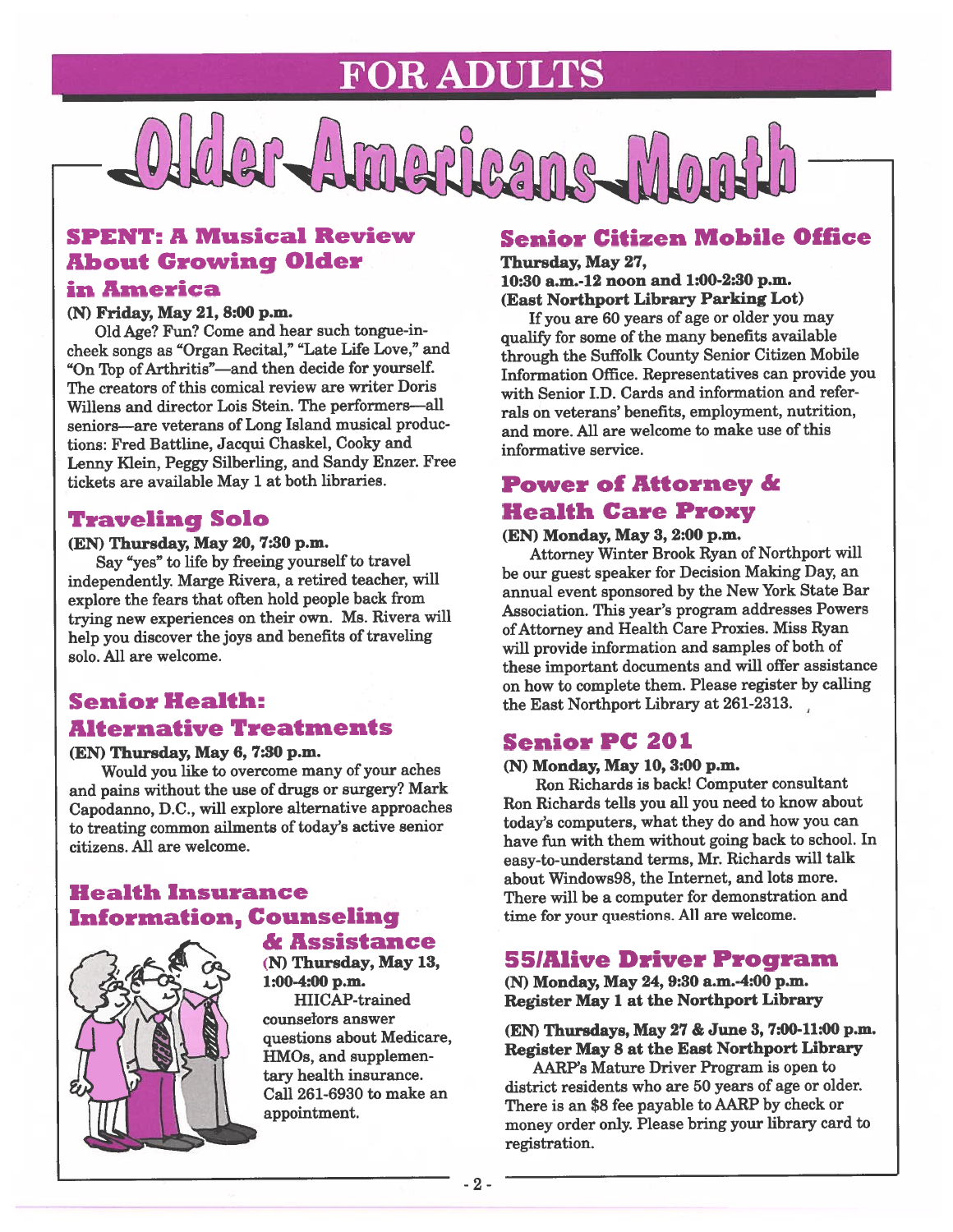# FOR ADULTS

# Older Americans Month

## SPENT: A Musical Review About Growing Older in America

**(N) Friday, May 21, 8:00 p.m.**

Old Age? Fun? Come and hear such tongue-in-cheek songs as "Organ Recital," "Late Life Love," and "On Top of Arthritis"—and then decide for yourself. The creators of this comical review are writer Doris Willens and director Lois Stein. The performers—all seniors—are veterans of Long Island musical productions: Fred Battline, Jacqui Chaskel, Cooky and Lenny Klein, Peggy Silberling, and Sandy Enzer. Free tickets are available May 1 at both libraries.

## Traveling Solo

**(EN) Thursday, May 20, 7:30 p.m.**

Say "yes" to life by freeing yourself to travel independently. Marge Rivera, a retired teacher, will explore the fears that often hold people back from trying new experiences on their own. Ms. Rivera will help you discover the joys and benefits of traveling solo. All are welcome.

## Senior Health: Alternative Treatments

**(EN) Thursday, May 6, 7:30 p.m.**

Would you like to overcome many of your aches and pains without the use of drugs or surgery? Mark Capodanno, D.C., will explore alternative approaches to treating common ailments of today's active senior citizens. All are welcome.

## Health Insurance Information, Counseling & Assistance

**(N) Thursday, May 13, 1:00-4:00 p.m.**

HIICAP-trained counselors answer questions about Medicare, HMOs, and supplementary health insurance. Call 261-6930 to make an appointment.

## Senior Citizen Mobile Office

**Thursday, May 27,**
**10:30 a.m.-12 noon and 1:00-2:30 p.m.**
**(East Northport Library Parking Lot)**

If you are 60 years of age or older you may qualify for some of the many benefits available through the Suffolk County Senior Citizen Mobile Information Office. Representatives can provide you with Senior I.D. Cards and information and referrals on veterans' benefits, employment, nutrition, and more. All are welcome to make use of this informative service.

## Power of Attorney & Health Care Proxy

**(EN) Monday, May 3, 2:00 p.m.**

Attorney Winter Brook Ryan of Northport will be our guest speaker for Decision Making Day, an annual event sponsored by the New York State Bar Association. This year's program addresses Powers of Attorney and Health Care Proxies. Miss Ryan will provide information and samples of both of these important documents and will offer assistance on how to complete them. Please register by calling the East Northport Library at 261-2313.

## Senior PC 201

**(N) Monday, May 10, 3:00 p.m.**

Ron Richards is back! Computer consultant Ron Richards tells you all you need to know about today's computers, what they do and how you can have fun with them without going back to school. In easy-to-understand terms, Mr. Richards will talk about Windows98, the Internet, and lots more. There will be a computer for demonstration and time for your questions. All are welcome.

## 55/Alive Driver Program

**(N) Monday, May 24, 9:30 a.m.-4:00 p.m.**
**Register May 1 at the Northport Library**

**(EN) Thursdays, May 27 & June 3, 7:00-11:00 p.m.**
**Register May 8 at the East Northport Library**

AARP's Mature Driver Program is open to district residents who are 50 years of age or older. There is an $8 fee payable to AARP by check or money order only. Please bring your library card to registration.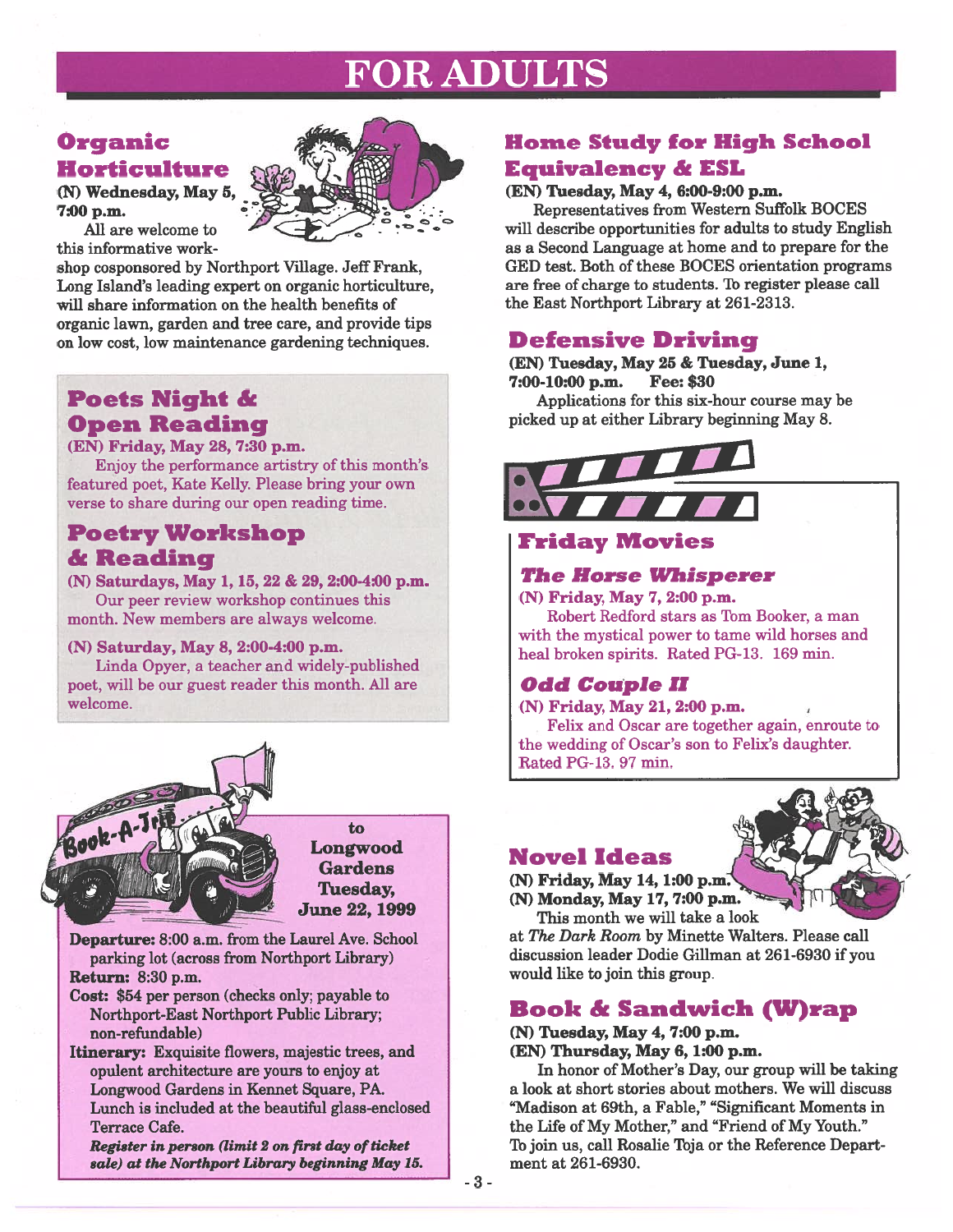# FOR ADULTS

## Organic Horticulture

**(N) Wednesday, May 5, 7:00 p.m.**

All are welcome to this informative workshop cosponsored by Northport Village. Jeff Frank, Long Island's leading expert on organic horticulture, will share information on the health benefits of organic lawn, garden and tree care, and provide tips on low cost, low maintenance gardening techniques.

## Poets Night & Open Reading

**(EN) Friday, May 28, 7:30 p.m.**

Enjoy the performance artistry of this month's featured poet, Kate Kelly. Please bring your own verse to share during our open reading time.

## Poetry Workshop & Reading

**(N) Saturdays, May 1, 15, 22 & 29, 2:00-4:00 p.m.**

Our peer review workshop continues this month. New members are always welcome.

**(N) Saturday, May 8, 2:00-4:00 p.m.**

Linda Opyer, a teacher and widely-published poet, will be our guest reader this month. All are welcome.

## Book-A-Trip to Longwood Gardens Tuesday, June 22, 1999

**Departure:** 8:00 a.m. from the Laurel Ave. School parking lot (across from Northport Library)

**Return:** 8:30 p.m.

**Cost:** $54 per person (checks only; payable to Northport-East Northport Public Library; non-refundable)

**Itinerary:** Exquisite flowers, majestic trees, and opulent architecture are yours to enjoy at Longwood Gardens in Kennet Square, PA. Lunch is included at the beautiful glass-enclosed Terrace Cafe.

***Register in person (limit 2 on first day of ticket sale) at the Northport Library beginning May 15.***

## Home Study for High School Equivalency & ESL

**(EN) Tuesday, May 4, 6:00-9:00 p.m.**

Representatives from Western Suffolk BOCES will describe opportunities for adults to study English as a Second Language at home and to prepare for the GED test. Both of these BOCES orientation programs are free of charge to students. To register please call the East Northport Library at 261-2313.

## Defensive Driving

**(EN) Tuesday, May 25 & Tuesday, June 1, 7:00-10:00 p.m. Fee: $30**

Applications for this six-hour course may be picked up at either Library beginning May 8.

## Friday Movies

### *The Horse Whisperer*

**(N) Friday, May 7, 2:00 p.m.**

Robert Redford stars as Tom Booker, a man with the mystical power to tame wild horses and heal broken spirits. Rated PG-13. 169 min.

### *Odd Couple II*

**(N) Friday, May 21, 2:00 p.m.**

Felix and Oscar are together again, enroute to the wedding of Oscar's son to Felix's daughter. Rated PG-13. 97 min.

## Novel Ideas

**(N) Friday, May 14, 1:00 p.m.**
**(N) Monday, May 17, 7:00 p.m.**

This month we will take a look at *The Dark Room* by Minette Walters. Please call discussion leader Dodie Gillman at 261-6930 if you would like to join this group.

## Book & Sandwich (W)rap

**(N) Tuesday, May 4, 7:00 p.m.**
**(EN) Thursday, May 6, 1:00 p.m.**

In honor of Mother's Day, our group will be taking a look at short stories about mothers. We will discuss "Madison at 69th, a Fable," "Significant Moments in the Life of My Mother," and "Friend of My Youth." To join us, call Rosalie Toja or the Reference Department at 261-6930.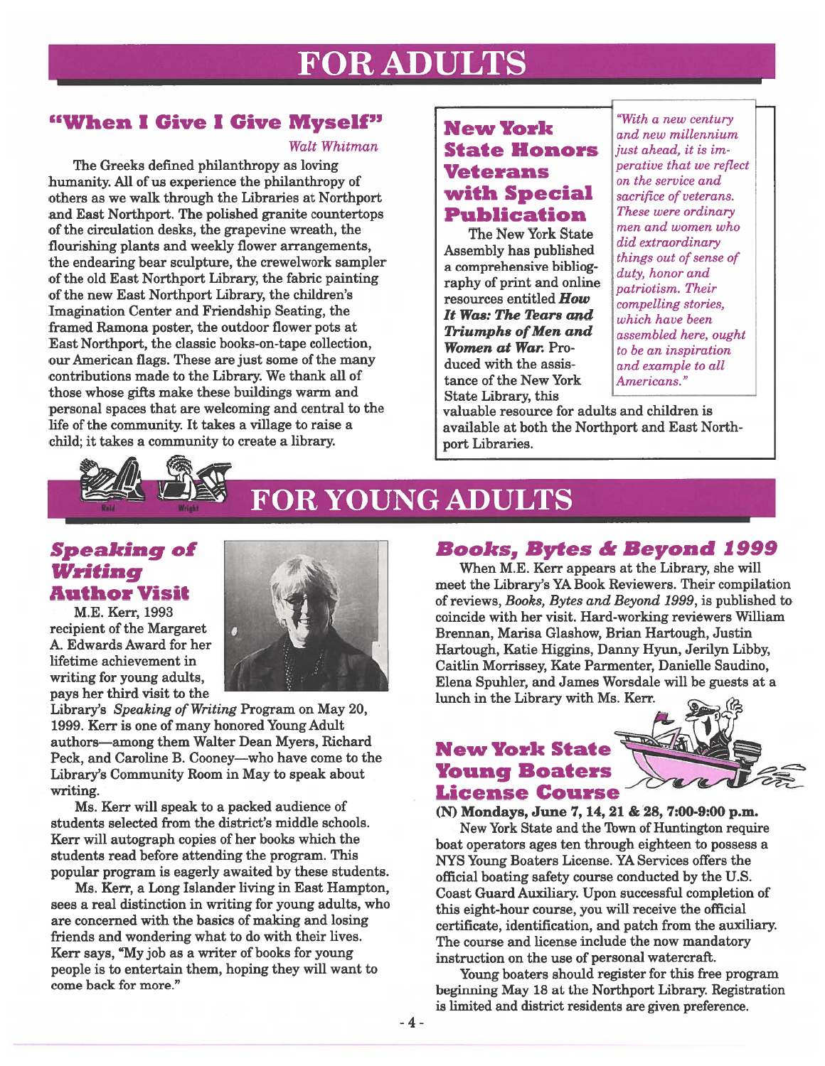# FOR ADULTS

## "When I Give I Give Myself"

*Walt Whitman*

The Greeks defined philanthropy as loving humanity. All of us experience the philanthropy of others as we walk through the Libraries at Northport and East Northport. The polished granite countertops of the circulation desks, the grapevine wreath, the flourishing plants and weekly flower arrangements, the endearing bear sculpture, the crewelwork sampler of the old East Northport Library, the fabric painting of the new East Northport Library, the children's Imagination Center and Friendship Seating, the framed Ramona poster, the outdoor flower pots at East Northport, the classic books-on-tape collection, our American flags. These are just some of the many contributions made to the Library. We thank all of those whose gifts make these buildings warm and personal spaces that are welcoming and central to the life of the community. It takes a village to raise a child; it takes a community to create a library.

## New York State Honors Veterans with Special Publication

*"With a new century and new millennium just ahead, it is imperative that we reflect on the service and sacrifice of veterans. These were ordinary men and women who did extraordinary things out of sense of duty, honor and patriotism. Their compelling stories, which have been assembled here, ought to be an inspiration and example to all Americans."*

The New York State Assembly has published a comprehensive bibliography of print and online resources entitled ***How It Was: The Tears and Triumphs of Men and Women at War.*** Produced with the assistance of the New York State Library, this valuable resource for adults and children is available at both the Northport and East Northport Libraries.

# FOR YOUNG ADULTS

## *Speaking of Writing* Author Visit

M.E. Kerr, 1993 recipient of the Margaret A. Edwards Award for her lifetime achievement in writing for young adults, pays her third visit to the Library's *Speaking of Writing* Program on May 20, 1999. Kerr is one of many honored Young Adult authors—among them Walter Dean Myers, Richard Peck, and Caroline B. Cooney—who have come to the Library's Community Room in May to speak about writing.

Ms. Kerr will speak to a packed audience of students selected from the district's middle schools. Kerr will autograph copies of her books which the students read before attending the program. This popular program is eagerly awaited by these students.

Ms. Kerr, a Long Islander living in East Hampton, sees a real distinction in writing for young adults, who are concerned with the basics of making and losing friends and wondering what to do with their lives. Kerr says, "My job as a writer of books for young people is to entertain them, hoping they will want to come back for more."

## *Books, Bytes & Beyond 1999*

When M.E. Kerr appears at the Library, she will meet the Library's YA Book Reviewers. Their compilation of reviews, *Books, Bytes and Beyond 1999*, is published to coincide with her visit. Hard-working reviewers William Brennan, Marisa Glashow, Brian Hartough, Justin Hartough, Katie Higgins, Danny Hyun, Jerilyn Libby, Caitlin Morrissey, Kate Parmenter, Danielle Saudino, Elena Spuhler, and James Worsdale will be guests at a lunch in the Library with Ms. Kerr.

## New York State Young Boaters License Course

**(N) Mondays, June 7, 14, 21 & 28, 7:00-9:00 p.m.**

New York State and the Town of Huntington require boat operators ages ten through eighteen to possess a NYS Young Boaters License. YA Services offers the official boating safety course conducted by the U.S. Coast Guard Auxiliary. Upon successful completion of this eight-hour course, you will receive the official certificate, identification, and patch from the auxiliary. The course and license include the now mandatory instruction on the use of personal watercraft.

Young boaters should register for this free program beginning May 18 at the Northport Library. Registration is limited and district residents are given preference.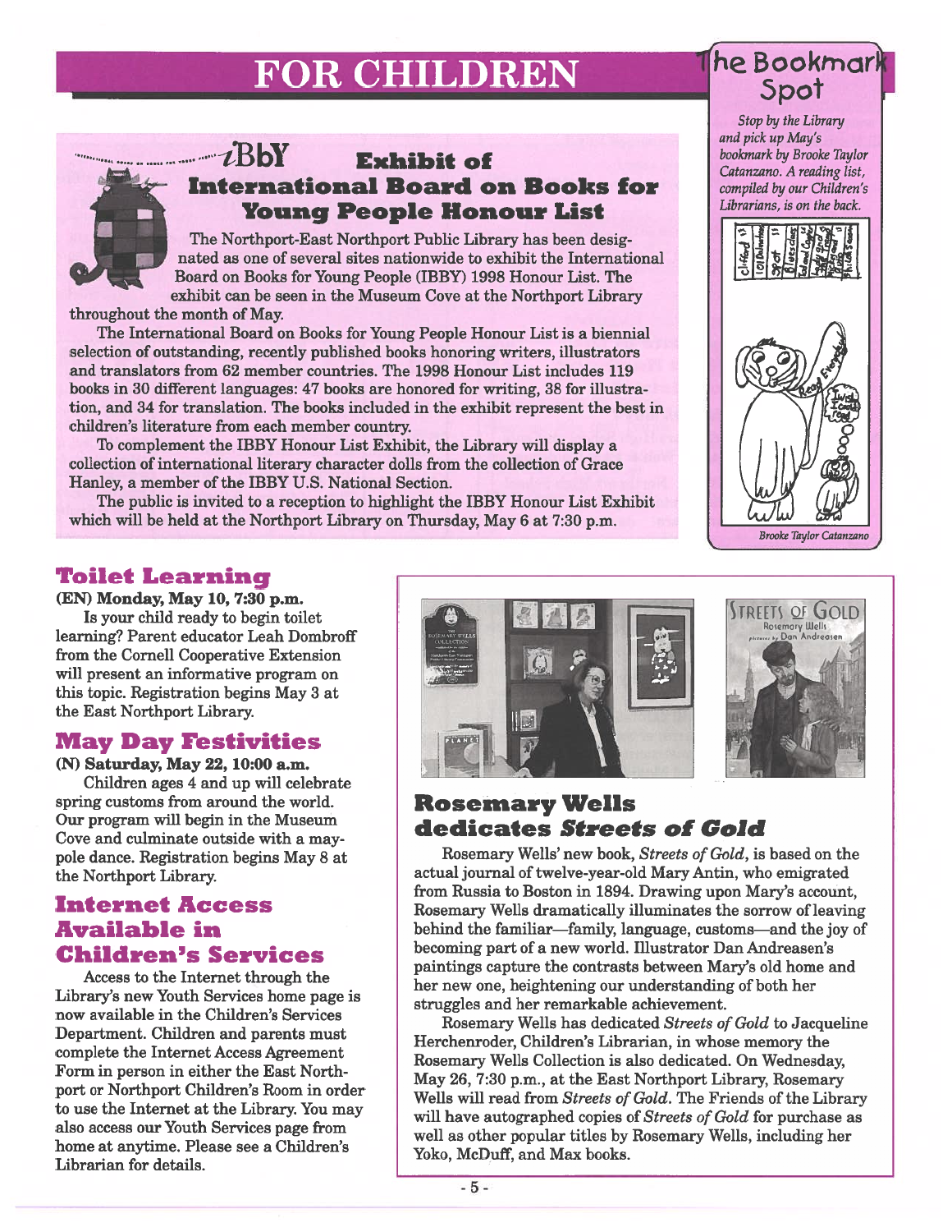# FOR CHILDREN

## Exhibit of International Board on Books for Young People Honour List

The Northport-East Northport Public Library has been designated as one of several sites nationwide to exhibit the International Board on Books for Young People (IBBY) 1998 Honour List. The exhibit can be seen in the Museum Cove at the Northport Library throughout the month of May.

The International Board on Books for Young People Honour List is a biennial selection of outstanding, recently published books honoring writers, illustrators and translators from 62 member countries. The 1998 Honour List includes 119 books in 30 different languages: 47 books are honored for writing, 38 for illustration, and 34 for translation. The books included in the exhibit represent the best in children's literature from each member country.

To complement the IBBY Honour List Exhibit, the Library will display a collection of international literary character dolls from the collection of Grace Hanley, a member of the IBBY U.S. National Section.

The public is invited to a reception to highlight the IBBY Honour List Exhibit which will be held at the Northport Library on Thursday, May 6 at 7:30 p.m.

## The Bookmark Spot

*Stop by the Library and pick up May's bookmark by Brooke Taylor Catanzano. A reading list, compiled by our Children's Librarians, is on the back.*

Brooke Taylor Catanzano

## Toilet Learning

**(EN) Monday, May 10, 7:30 p.m.**

Is your child ready to begin toilet learning? Parent educator Leah Dombroff from the Cornell Cooperative Extension will present an informative program on this topic. Registration begins May 3 at the East Northport Library.

## May Day Festivities

**(N) Saturday, May 22, 10:00 a.m.**

Children ages 4 and up will celebrate spring customs from around the world. Our program will begin in the Museum Cove and culminate outside with a maypole dance. Registration begins May 8 at the Northport Library.

## Internet Access Available in Children's Services

Access to the Internet through the Library's new Youth Services home page is now available in the Children's Services Department. Children and parents must complete the Internet Access Agreement Form in person in either the East Northport or Northport Children's Room in order to use the Internet at the Library. You may also access our Youth Services page from home at anytime. Please see a Children's Librarian for details.

## Rosemary Wells dedicates *Streets of Gold*

Rosemary Wells' new book, *Streets of Gold*, is based on the actual journal of twelve-year-old Mary Antin, who emigrated from Russia to Boston in 1894. Drawing upon Mary's account, Rosemary Wells dramatically illuminates the sorrow of leaving behind the familiar—family, language, customs—and the joy of becoming part of a new world. Illustrator Dan Andreasen's paintings capture the contrasts between Mary's old home and her new one, heightening our understanding of both her struggles and her remarkable achievement.

Rosemary Wells has dedicated *Streets of Gold* to Jacqueline Herchenroder, Children's Librarian, in whose memory the Rosemary Wells Collection is also dedicated. On Wednesday, May 26, 7:30 p.m., at the East Northport Library, Rosemary Wells will read from *Streets of Gold*. The Friends of the Library will have autographed copies of *Streets of Gold* for purchase as well as other popular titles by Rosemary Wells, including her Yoko, McDuff, and Max books.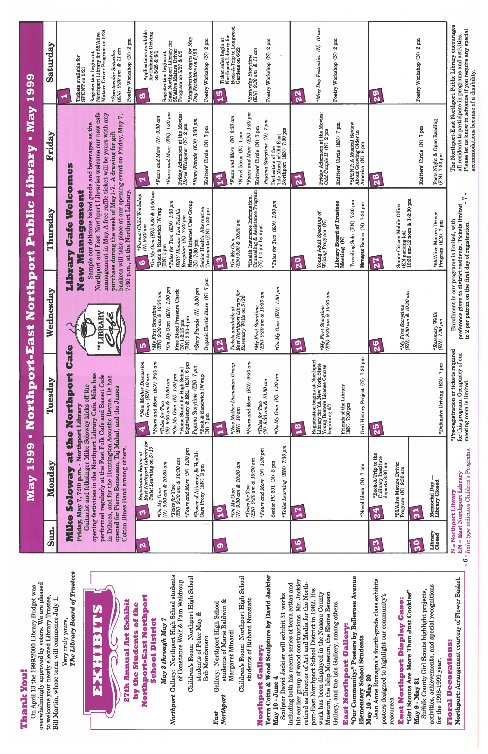## Thank You!

On April 13 the 1999/2000 Library Budget was overwhelmingly approved by voters. We are pleased to welcome your newly elected Library Trustee, Bill Martin, whose term will commence July 1.

Very truly yours,
*The Library Board of Trustees*

## EXHIBITS

### 27th Annual Art Exhibit by the Students of the Northport-East Northport School District

***May 3 through May 7***

**Northport** Gallery: Northport High School students of Constance Wolf & Pam Waldrop

Children's Room: Northport High School students of Peter May & Bob Mondanaro

**East Northport** Gallery: Northport High School students of Marie Baldwin & Margaret Minardi

Children's Room: Northport High School students of Richard Nunziato

### Northport Gallery:

**Terra Cotta & Wood Sculpture by David Jackier**
**May 10 - June 4**

Sculptor David Jackier will exhibit 31 works including both his recent series of terra cottas and his earlier group of wood constructions. Mr. Jackier retired as Director of Art and Media for the Northport-East Northport School District in 1982. His work has been displayed in the Nassau County Museum, the Islip Museum, the Elaine Benson Gallery, and the Isis Gallery, among others.

### East Northport Gallery:

**"Our Community:" Posters by Bellerose Avenue Elementary School Students**
**May 10 - May 30**

Jean Anne Romagna's fourth-grade class exhibits posters designed to highlight our community's resources.

### East Northport Display Case:

**"Girl Scouts Are More Than Just Cookies"**
**May 9 - May 31**

Suffolk County Girl Scouts highlight projects, activities, achievements, and special recognitions for the 1998-1999 year.

### Floral Decorations:

**Northport:** Arrangement courtesy of Flower Basket.

# May 1999 • Northport-East Northport Public Library • May 1999

## Mike Soloway at the Northport Cafe

**Friday, May 7, 7:30 p.m. • Northport Library**

Guitarist and folksinger Mike Soloway kicks off the opening festivities in the Northport Library Cafe. Mike has performed regularly at the Fast Folk Cafe and Bassett Cafe in Tribeca, and for the Huntington Acoustic Revue. He has opened for Pierre Bensusan, Taj Mahal, and the James Cotton Blues Band among others.

## Library Cafe Welcomes New Management

Sample our delicious baked goods and beverages as the Northport and East Northport Libraries welcome our new cafe management in May. A free raffle ticket will be yours with any purchase during the week of May1-7. A drawing for gift baskets will take place at our opening event on Friday, May 7, 7:30 p.m., at the Northport Library.

| Sun. | Monday | Tuesday | Wednesday | Thursday | Friday | Saturday |
|---|---|---|---|---|---|---|
| | | | | | | **1** Tickets available for SPENT on 5/21<br>Registration begins at Northport Library for 55/Alive Mature Driver Program on 5/24<br>*Spectacular Saturday (EN) 9:30 am & 11 am* |
| **2** | **3** Registration begins at East Northport Library for *Toilet Learning* on 5/10<br>**On My Own (N) 9:30 am & 10:30 am*<br>**Tales for Two (EN) 9:30 am & 10:30 am*<br>**Fours and More (N) 1:30 pm*<br>*Power of Attorney & Health Care Proxy (EN) 2 pm | **4** **New Mother Discussion Group (EN) 10 am*<br>**Fours and More (EN) 9:30 am*<br>**Tales for Two (N) 9:30 am & 10:30 am*<br>**On My Own (N) 1:30 pm*<br>*Home Study for High School Equivalency & ESL (EN) 6 pm<br>*Pajama Storytime (EN) 7 pm*<br>*Book & Sandwich (W)rap (N) 7 pm | **5** **My First Storytime (EN) 9:30 am & 10:30 am*<br>**On My Own (EN) 1:30 pm*<br>Free Blood Pressure Check (N) 11-12:15 pm (EN) 2:30-4 pm<br>**Story Parade (N) 3:30 pm*<br>Organic Horticulture (N) 7 pm | **6** **Parent/Child Workshop (N) 9:30 am*<br>**On My Own (EN) 9:30 & 10:30 am*<br>*Book & Sandwich (W)rap (EN) 1 pm<br>**Tales for Two (EN) 1:30 pm*<br>*IBBY Honour List Exhibit Reception (N) 7:30 pm*<br>NETWISE Internet User Group (N) 7:30 pm<br>Senior Health: Alternative Treatments (EN) 7:30 pm | **7** **Fours and More (N) 9:30 am*<br>**Fours and More (EN) 1:30 pm*<br>Friday Afternoon at the Movies: *Horse Whisperer* (N) 2 pm<br>**Story Parade (EN) 3:30 pm*<br>Knitters' Circle (N) 7 pm | Poetry Workshop (N) 2 pm |
| | | | | | | **8** Applications available for Defensive Driving on 5/25 & 6/1<br>Registration begins at East Northport Library for 55/Alive Mature Driver Program on 5/27 & 6/3<br>**Registration begins for May Day Festivities on 5/22*<br>Poetry Workshop (N) 2 pm |
| **9** | **10** **On My Own (N) 9:30 am & 10:30 am*<br>**Tales for Two (EN) 9:30 am & 10:30 am*<br>**Fours and More (N) 1:30 pm*<br>Senior PC 201 (N) 3 pm<br>**Toilet Learning (EN) 7:30 pm* | **11** **New Mother Discussion Group (EN) 10 am*<br>**Fours and More (EN) 9:30 am*<br>**Tales for Two (N) 9:30 am & 10:30 am*<br>**On My Own (N) 1:30 pm* | **12** Tickets available at East Northport Library for *Rosemary Wells* on 5/26<br>**My First Storytime (EN) 9:30 am & 10:30 am*<br>**On My Own (EN) 1:30 pm* | **13** **On My Own (EN) 9:30 & 10:30 am*<br>*Health Insurance Information, Counseling & Assistance Program (N) 1-4 pm by appt.<br>**Tales for Two (EN) 1:30 pm* | **14** **Fours and More (N) 9:30 am*<br>*Novel Ideas (N) 1 pm<br>**Fours and More (EN) 1:30 pm*<br>Knitters' Circle (N) 7 pm<br>*Pajama Storytime (N) 7 pm*<br>Dedication of the Tile Mural of Old East Northport (EN) 7:30 pm | **15** Ticket sales begin at Northport Library for Book-A-Trip to Longwood Gardens on 6/22<br>**Saturday Storytime (EN) 9:30 am & 11 am*<br>Poetry Workshop (N) 2 pm |
| **16** | **17** *Novel Ideas (N) 7 pm | **18** Registration begins at Northport Library for YA New York State Young Boaters License Course beginning 6/7<br>Friends of the Library (EN) 7:30 pm<br>Oral History Project (N) 7:30 pm | **19** **My First Storytime (EN) 9:30 am & 10:30 am* | **20** Young Adult Speaking of Writing Program (N)<br>**Library Board of Trustees Meeting (N)**<br>Traveling Solo (EN) 7:30 pm<br>NETWISE Basics (N) 7:30 pm | **21** Friday Afternoon at the Movies: *Odd Couple II* (N) 2 pm<br>Knitters' Circle (EN) 7 pm<br>*SPENT: A Musical Review About Growing Older in America (N) 8 pm | **22** **May Day Festivities (N) 10 am*<br>Poetry Workshop (N) 2 pm |
| **23** | **24** *Book-A-Trip to the Culinary Institute departs 8:30 am<br>*55/Alive Mature Driver Program (N) 9:30 am | **25** *Defensive Driving (EN) 7 pm | **26** **My First Storytime (EN) 9:30 am & 10:30 am*<br>**Rosemary Wells (EN) 7:30 pm* | **27** Senior Citizen Mobile Office (EN parking lot) 10:30 am-12 noon & 1-2:30 pm<br>*55/Alive Mature Driver Program (EN) 7 pm | **28** Knitters' Circle (N) 7 pm<br>Poets Night & Open Reading (EN) 7:30 pm | **29** Poetry Workshop (N) 2 pm |
| **30** Library Closed | **31** Memorial Day — Library Closed | | | | | |

N = Northport Library
EN = East Northport Library
*Italic type indicates Children's Programs.*

*Pre-registration or tickets required for this program. Occupancy of our meeting room is limited.

Enrollment in our programs is limited, with preference given to district residents. Tickets limited to 2 per patron on the first day of registration.

The Northport-East Northport Public Library encourages all residents to participate in programs and activities. Please let us know in advance if you require any special accommodations because of a disability.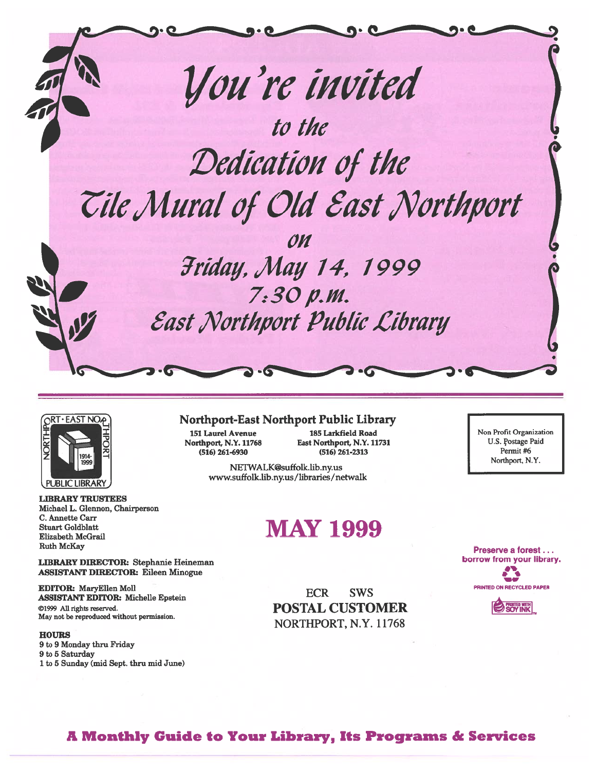# You're invited

## to the

## Dedication of the

# Tile Mural of Old East Northport

## on

## Friday, May 14, 1999

## 7:30 p.m.

## East Northport Public Library

---

NORTHPORT · EAST NORTHPORT PUBLIC LIBRARY 1914-1999

**Northport-East Northport Public Library**

**151 Laurel Avenue**
**Northport, N.Y. 11768**
**(516) 261-6930**

**185 Larkfield Road**
**East Northport, N.Y. 11731**
**(516) 261-2313**

NETWALK@suffolk.lib.ny.us
www.suffolk.lib.ny.us/libraries/netwalk

Non Profit Organization
U.S. Postage Paid
Permit #6
Northport, N.Y.

**LIBRARY TRUSTEES**
Michael L. Glennon, Chairperson
C. Annette Carr
Stuart Goldblatt
Elizabeth McGrail
Ruth McKay

**LIBRARY DIRECTOR:** Stephanie Heineman
**ASSISTANT DIRECTOR:** Eileen Minogue

**EDITOR:** MaryEllen Moll
**ASSISTANT EDITOR:** Michelle Epstein
©1999 All rights reserved.
May not be reproduced without permission.

**HOURS**
9 to 9 Monday thru Friday
9 to 5 Saturday
1 to 5 Sunday (mid Sept. thru mid June)

# MAY 1999

ECR SWS
**POSTAL CUSTOMER**
NORTHPORT, N.Y. 11768

**Preserve a forest . . . borrow from your library.**

PRINTED ON RECYCLED PAPER

PRINTED WITH SOY INK

**A Monthly Guide to Your Library, Its Programs & Services**